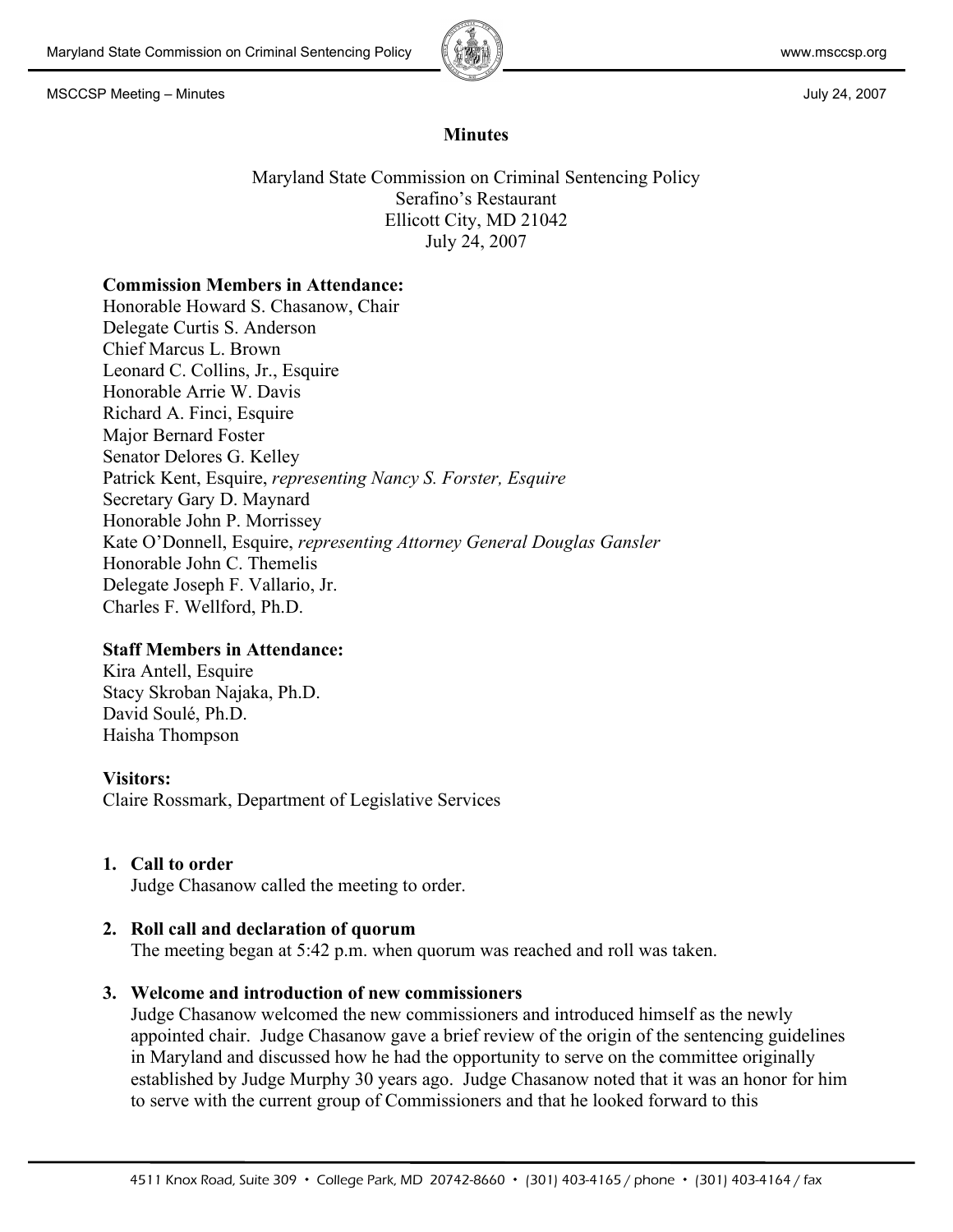# Minutes

Maryland State Commission on Criminal Sentencing Policy
Serafino's Restaurant
Ellicott City, MD 21042
July 24, 2007

**Commission Members in Attendance:**
Honorable Howard S. Chasanow, Chair
Delegate Curtis S. Anderson
Chief Marcus L. Brown
Leonard C. Collins, Jr., Esquire
Honorable Arrie W. Davis
Richard A. Finci, Esquire
Major Bernard Foster
Senator Delores G. Kelley
Patrick Kent, Esquire, *representing Nancy S. Forster, Esquire*
Secretary Gary D. Maynard
Honorable John P. Morrissey
Kate O'Donnell, Esquire, *representing Attorney General Douglas Gansler*
Honorable John C. Themelis
Delegate Joseph F. Vallario, Jr.
Charles F. Wellford, Ph.D.

**Staff Members in Attendance:**
Kira Antell, Esquire
Stacy Skroban Najaka, Ph.D.
David Soulé, Ph.D.
Haisha Thompson

**Visitors:**
Claire Rossmark, Department of Legislative Services

1. **Call to order**
   Judge Chasanow called the meeting to order.

2. **Roll call and declaration of quorum**
   The meeting began at 5:42 p.m. when quorum was reached and roll was taken.

3. **Welcome and introduction of new commissioners**
   Judge Chasanow welcomed the new commissioners and introduced himself as the newly appointed chair. Judge Chasanow gave a brief review of the origin of the sentencing guidelines in Maryland and discussed how he had the opportunity to serve on the committee originally established by Judge Murphy 30 years ago. Judge Chasanow noted that it was an honor for him to serve with the current group of Commissioners and that he looked forward to this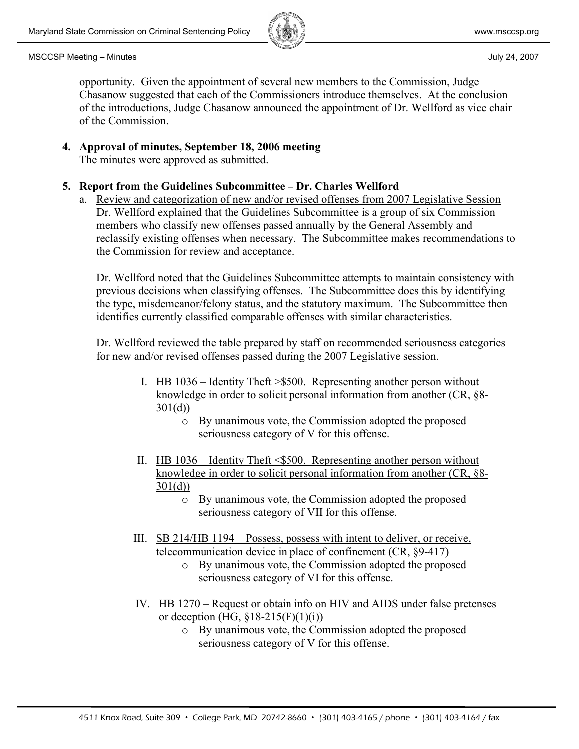opportunity. Given the appointment of several new members to the Commission, Judge Chasanow suggested that each of the Commissioners introduce themselves. At the conclusion of the introductions, Judge Chasanow announced the appointment of Dr. Wellford as vice chair of the Commission.

4. **Approval of minutes, September 18, 2006 meeting**
   The minutes were approved as submitted.

5. **Report from the Guidelines Subcommittee – Dr. Charles Wellford**
   a. Review and categorization of new and/or revised offenses from 2007 Legislative Session
      Dr. Wellford explained that the Guidelines Subcommittee is a group of six Commission members who classify new offenses passed annually by the General Assembly and reclassify existing offenses when necessary. The Subcommittee makes recommendations to the Commission for review and acceptance.

      Dr. Wellford noted that the Guidelines Subcommittee attempts to maintain consistency with previous decisions when classifying offenses. The Subcommittee does this by identifying the type, misdemeanor/felony status, and the statutory maximum. The Subcommittee then identifies currently classified comparable offenses with similar characteristics.

      Dr. Wellford reviewed the table prepared by staff on recommended seriousness categories for new and/or revised offenses passed during the 2007 Legislative session.

      I. HB 1036 – Identity Theft >$500. Representing another person without knowledge in order to solicit personal information from another (CR, §8-301(d))
         - By unanimous vote, the Commission adopted the proposed seriousness category of V for this offense.

      II. HB 1036 – Identity Theft <$500. Representing another person without knowledge in order to solicit personal information from another (CR, §8-301(d))
         - By unanimous vote, the Commission adopted the proposed seriousness category of VII for this offense.

      III. SB 214/HB 1194 – Possess, possess with intent to deliver, or receive, telecommunication device in place of confinement (CR, §9-417)
         - By unanimous vote, the Commission adopted the proposed seriousness category of VI for this offense.

      IV. HB 1270 – Request or obtain info on HIV and AIDS under false pretenses or deception (HG, §18-215(F)(1)(i))
         - By unanimous vote, the Commission adopted the proposed seriousness category of V for this offense.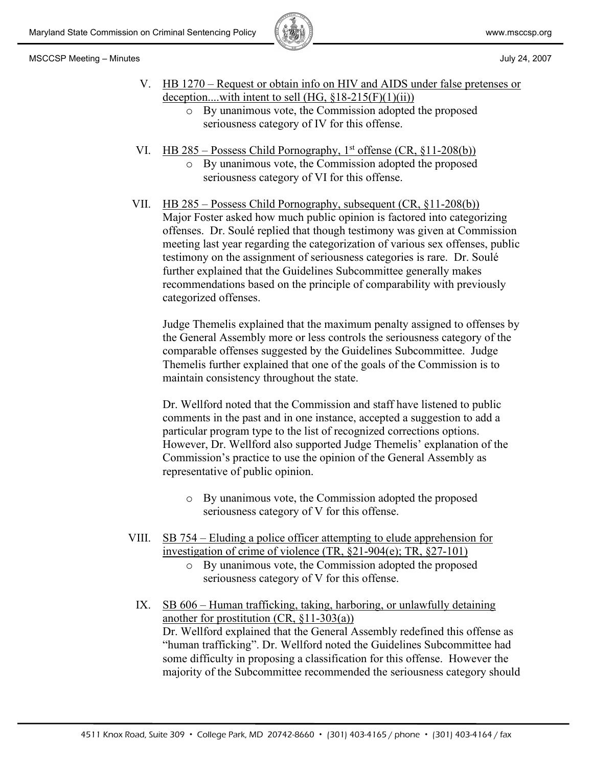V. <u>HB 1270 – Request or obtain info on HIV and AIDS under false pretenses or deception....with intent to sell (HG, §18-215(F)(1)(ii))</u>
   - By unanimous vote, the Commission adopted the proposed seriousness category of IV for this offense.

VI. <u>HB 285 – Possess Child Pornography, 1st offense (CR, §11-208(b))</u>
   - By unanimous vote, the Commission adopted the proposed seriousness category of VI for this offense.

VII. <u>HB 285 – Possess Child Pornography, subsequent (CR, §11-208(b))</u>
Major Foster asked how much public opinion is factored into categorizing offenses. Dr. Soulé replied that though testimony was given at Commission meeting last year regarding the categorization of various sex offenses, public testimony on the assignment of seriousness categories is rare. Dr. Soulé further explained that the Guidelines Subcommittee generally makes recommendations based on the principle of comparability with previously categorized offenses.

Judge Themelis explained that the maximum penalty assigned to offenses by the General Assembly more or less controls the seriousness category of the comparable offenses suggested by the Guidelines Subcommittee. Judge Themelis further explained that one of the goals of the Commission is to maintain consistency throughout the state.

Dr. Wellford noted that the Commission and staff have listened to public comments in the past and in one instance, accepted a suggestion to add a particular program type to the list of recognized corrections options. However, Dr. Wellford also supported Judge Themelis' explanation of the Commission's practice to use the opinion of the General Assembly as representative of public opinion.

   - By unanimous vote, the Commission adopted the proposed seriousness category of V for this offense.

VIII. <u>SB 754 – Eluding a police officer attempting to elude apprehension for investigation of crime of violence (TR, §21-904(e); TR, §27-101)</u>
   - By unanimous vote, the Commission adopted the proposed seriousness category of V for this offense.

IX. <u>SB 606 – Human trafficking, taking, harboring, or unlawfully detaining another for prostitution (CR, §11-303(a))</u>
Dr. Wellford explained that the General Assembly redefined this offense as "human trafficking". Dr. Wellford noted the Guidelines Subcommittee had some difficulty in proposing a classification for this offense. However the majority of the Subcommittee recommended the seriousness category should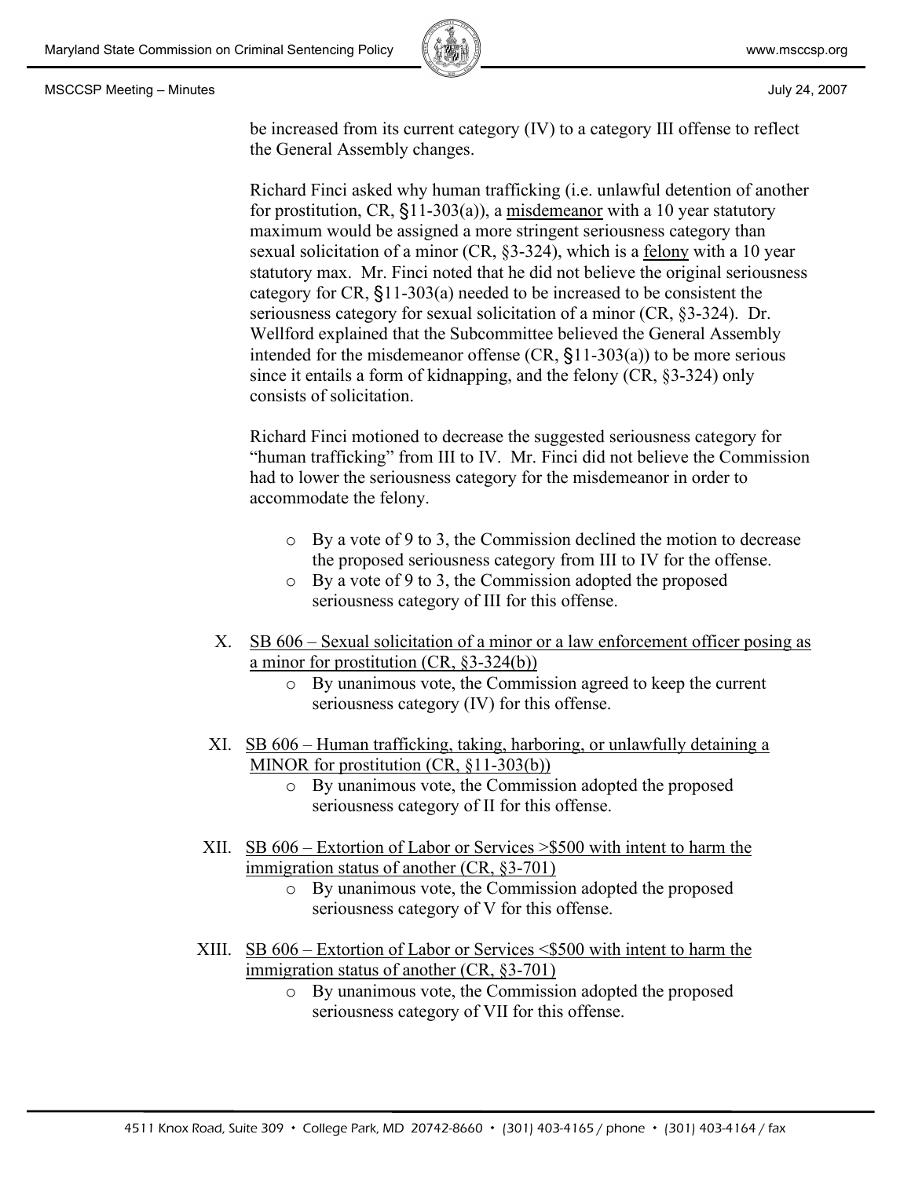be increased from its current category (IV) to a category III offense to reflect the General Assembly changes.

Richard Finci asked why human trafficking (i.e. unlawful detention of another for prostitution, CR, §11-303(a)), a <u>misdemeanor</u> with a 10 year statutory maximum would be assigned a more stringent seriousness category than sexual solicitation of a minor (CR, §3-324), which is a <u>felony</u> with a 10 year statutory max. Mr. Finci noted that he did not believe the original seriousness category for CR, §11-303(a) needed to be increased to be consistent the seriousness category for sexual solicitation of a minor (CR, §3-324). Dr. Wellford explained that the Subcommittee believed the General Assembly intended for the misdemeanor offense (CR, §11-303(a)) to be more serious since it entails a form of kidnapping, and the felony (CR, §3-324) only consists of solicitation.

Richard Finci motioned to decrease the suggested seriousness category for "human trafficking" from III to IV. Mr. Finci did not believe the Commission had to lower the seriousness category for the misdemeanor in order to accommodate the felony.

- By a vote of 9 to 3, the Commission declined the motion to decrease the proposed seriousness category from III to IV for the offense.
- By a vote of 9 to 3, the Commission adopted the proposed seriousness category of III for this offense.

X. <u>SB 606 – Sexual solicitation of a minor or a law enforcement officer posing as a minor for prostitution (CR, §3-324(b))</u>
   - By unanimous vote, the Commission agreed to keep the current seriousness category (IV) for this offense.

XI. <u>SB 606 – Human trafficking, taking, harboring, or unlawfully detaining a MINOR for prostitution (CR, §11-303(b))</u>
   - By unanimous vote, the Commission adopted the proposed seriousness category of II for this offense.

XII. <u>SB 606 – Extortion of Labor or Services >$500 with intent to harm the immigration status of another (CR, §3-701)</u>
   - By unanimous vote, the Commission adopted the proposed seriousness category of V for this offense.

XIII. <u>SB 606 – Extortion of Labor or Services <$500 with intent to harm the immigration status of another (CR, §3-701)</u>
   - By unanimous vote, the Commission adopted the proposed seriousness category of VII for this offense.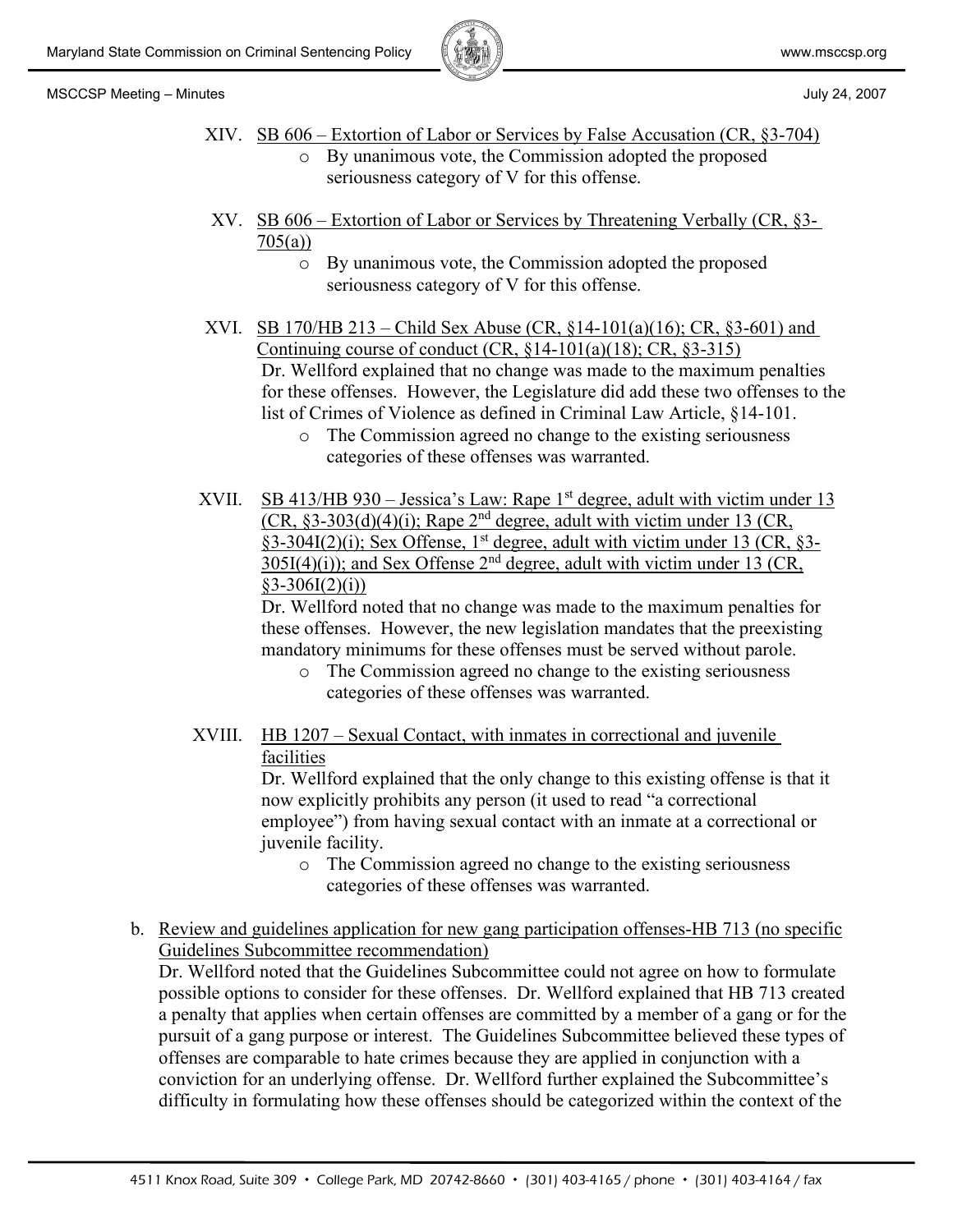XIV. <u>SB 606 – Extortion of Labor or Services by False Accusation (CR, §3-704)</u>

- By unanimous vote, the Commission adopted the proposed seriousness category of V for this offense.

XV. <u>SB 606 – Extortion of Labor or Services by Threatening Verbally (CR, §3-705(a))</u>

- By unanimous vote, the Commission adopted the proposed seriousness category of V for this offense.

XVI. <u>SB 170/HB 213 – Child Sex Abuse (CR, §14-101(a)(16); CR, §3-601) and Continuing course of conduct (CR, §14-101(a)(18); CR, §3-315)</u>

Dr. Wellford explained that no change was made to the maximum penalties for these offenses. However, the Legislature did add these two offenses to the list of Crimes of Violence as defined in Criminal Law Article, §14-101.

- The Commission agreed no change to the existing seriousness categories of these offenses was warranted.

XVII. <u>SB 413/HB 930 – Jessica's Law: Rape 1st degree, adult with victim under 13 (CR, §3-303(d)(4)(i); Rape 2nd degree, adult with victim under 13 (CR, §3-304I(2)(i); Sex Offense, 1st degree, adult with victim under 13 (CR, §3-305I(4)(i)); and Sex Offense 2nd degree, adult with victim under 13 (CR, §3-306I(2)(i))</u>

Dr. Wellford noted that no change was made to the maximum penalties for these offenses. However, the new legislation mandates that the preexisting mandatory minimums for these offenses must be served without parole.

- The Commission agreed no change to the existing seriousness categories of these offenses was warranted.

XVIII. <u>HB 1207 – Sexual Contact, with inmates in correctional and juvenile facilities</u>

Dr. Wellford explained that the only change to this existing offense is that it now explicitly prohibits any person (it used to read "a correctional employee") from having sexual contact with an inmate at a correctional or juvenile facility.

- The Commission agreed no change to the existing seriousness categories of these offenses was warranted.

b. <u>Review and guidelines application for new gang participation offenses-HB 713 (no specific Guidelines Subcommittee recommendation)</u>

Dr. Wellford noted that the Guidelines Subcommittee could not agree on how to formulate possible options to consider for these offenses. Dr. Wellford explained that HB 713 created a penalty that applies when certain offenses are committed by a member of a gang or for the pursuit of a gang purpose or interest. The Guidelines Subcommittee believed these types of offenses are comparable to hate crimes because they are applied in conjunction with a conviction for an underlying offense. Dr. Wellford further explained the Subcommittee's difficulty in formulating how these offenses should be categorized within the context of the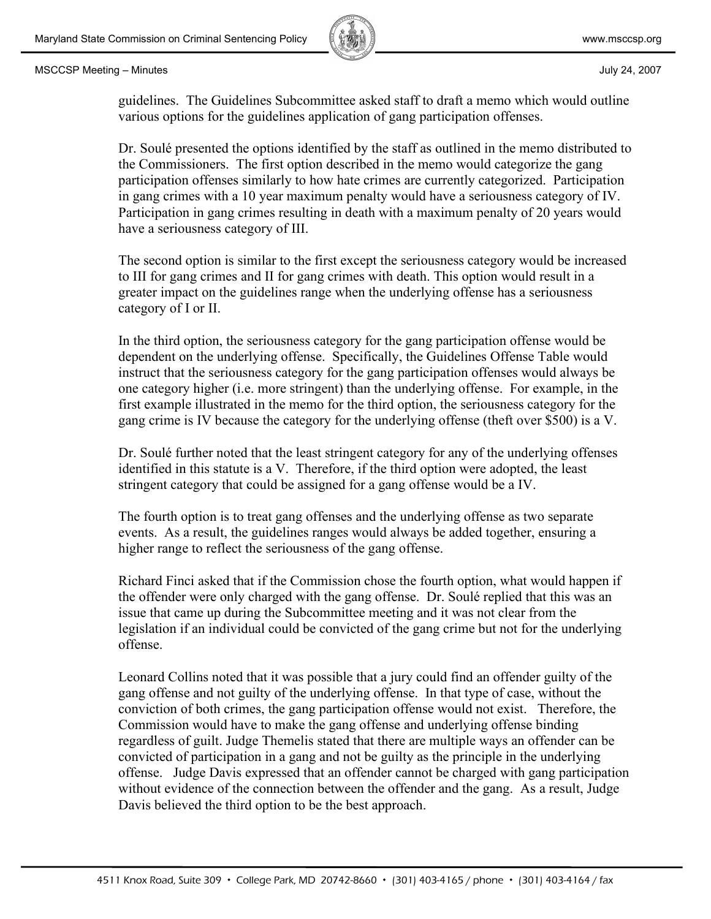guidelines. The Guidelines Subcommittee asked staff to draft a memo which would outline various options for the guidelines application of gang participation offenses.

Dr. Soulé presented the options identified by the staff as outlined in the memo distributed to the Commissioners. The first option described in the memo would categorize the gang participation offenses similarly to how hate crimes are currently categorized. Participation in gang crimes with a 10 year maximum penalty would have a seriousness category of IV. Participation in gang crimes resulting in death with a maximum penalty of 20 years would have a seriousness category of III.

The second option is similar to the first except the seriousness category would be increased to III for gang crimes and II for gang crimes with death. This option would result in a greater impact on the guidelines range when the underlying offense has a seriousness category of I or II.

In the third option, the seriousness category for the gang participation offense would be dependent on the underlying offense. Specifically, the Guidelines Offense Table would instruct that the seriousness category for the gang participation offenses would always be one category higher (i.e. more stringent) than the underlying offense. For example, in the first example illustrated in the memo for the third option, the seriousness category for the gang crime is IV because the category for the underlying offense (theft over $500) is a V.

Dr. Soulé further noted that the least stringent category for any of the underlying offenses identified in this statute is a V. Therefore, if the third option were adopted, the least stringent category that could be assigned for a gang offense would be a IV.

The fourth option is to treat gang offenses and the underlying offense as two separate events. As a result, the guidelines ranges would always be added together, ensuring a higher range to reflect the seriousness of the gang offense.

Richard Finci asked that if the Commission chose the fourth option, what would happen if the offender were only charged with the gang offense. Dr. Soulé replied that this was an issue that came up during the Subcommittee meeting and it was not clear from the legislation if an individual could be convicted of the gang crime but not for the underlying offense.

Leonard Collins noted that it was possible that a jury could find an offender guilty of the gang offense and not guilty of the underlying offense. In that type of case, without the conviction of both crimes, the gang participation offense would not exist. Therefore, the Commission would have to make the gang offense and underlying offense binding regardless of guilt. Judge Themelis stated that there are multiple ways an offender can be convicted of participation in a gang and not be guilty as the principle in the underlying offense. Judge Davis expressed that an offender cannot be charged with gang participation without evidence of the connection between the offender and the gang. As a result, Judge Davis believed the third option to be the best approach.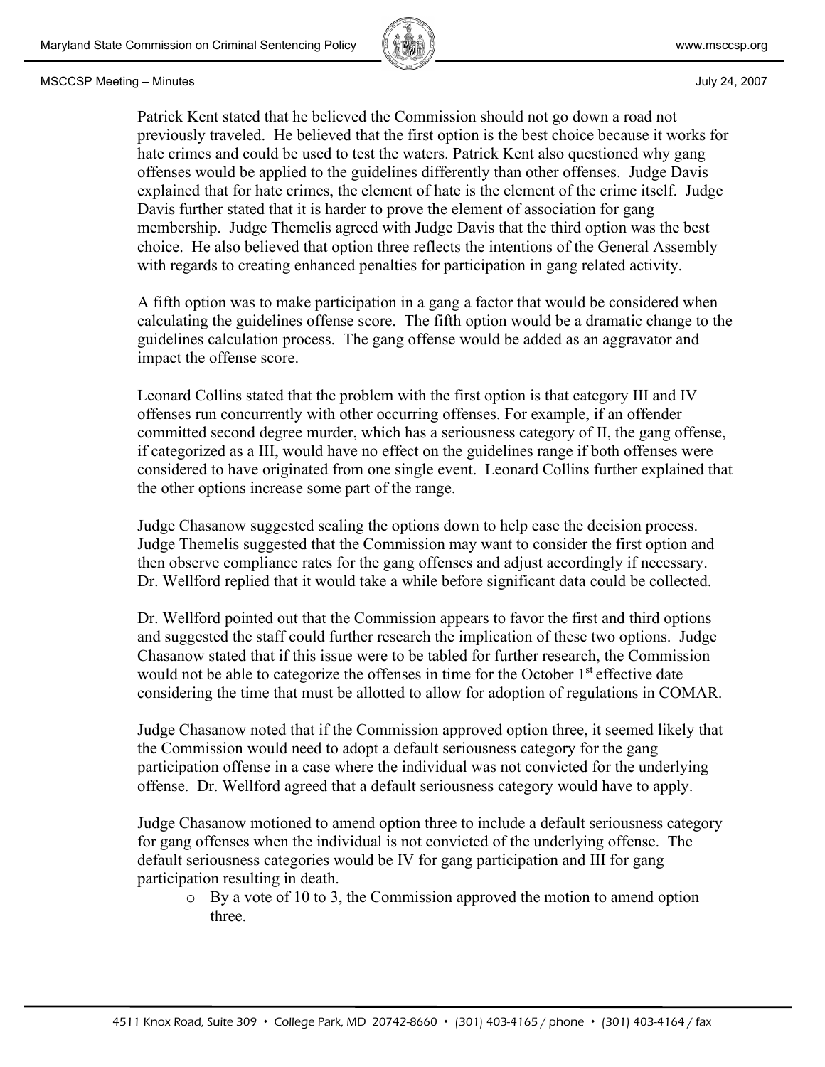Patrick Kent stated that he believed the Commission should not go down a road not previously traveled. He believed that the first option is the best choice because it works for hate crimes and could be used to test the waters. Patrick Kent also questioned why gang offenses would be applied to the guidelines differently than other offenses. Judge Davis explained that for hate crimes, the element of hate is the element of the crime itself. Judge Davis further stated that it is harder to prove the element of association for gang membership. Judge Themelis agreed with Judge Davis that the third option was the best choice. He also believed that option three reflects the intentions of the General Assembly with regards to creating enhanced penalties for participation in gang related activity.

A fifth option was to make participation in a gang a factor that would be considered when calculating the guidelines offense score. The fifth option would be a dramatic change to the guidelines calculation process. The gang offense would be added as an aggravator and impact the offense score.

Leonard Collins stated that the problem with the first option is that category III and IV offenses run concurrently with other occurring offenses. For example, if an offender committed second degree murder, which has a seriousness category of II, the gang offense, if categorized as a III, would have no effect on the guidelines range if both offenses were considered to have originated from one single event. Leonard Collins further explained that the other options increase some part of the range.

Judge Chasanow suggested scaling the options down to help ease the decision process. Judge Themelis suggested that the Commission may want to consider the first option and then observe compliance rates for the gang offenses and adjust accordingly if necessary. Dr. Wellford replied that it would take a while before significant data could be collected.

Dr. Wellford pointed out that the Commission appears to favor the first and third options and suggested the staff could further research the implication of these two options. Judge Chasanow stated that if this issue were to be tabled for further research, the Commission would not be able to categorize the offenses in time for the October 1st effective date considering the time that must be allotted to allow for adoption of regulations in COMAR.

Judge Chasanow noted that if the Commission approved option three, it seemed likely that the Commission would need to adopt a default seriousness category for the gang participation offense in a case where the individual was not convicted for the underlying offense. Dr. Wellford agreed that a default seriousness category would have to apply.

Judge Chasanow motioned to amend option three to include a default seriousness category for gang offenses when the individual is not convicted of the underlying offense. The default seriousness categories would be IV for gang participation and III for gang participation resulting in death.

- By a vote of 10 to 3, the Commission approved the motion to amend option three.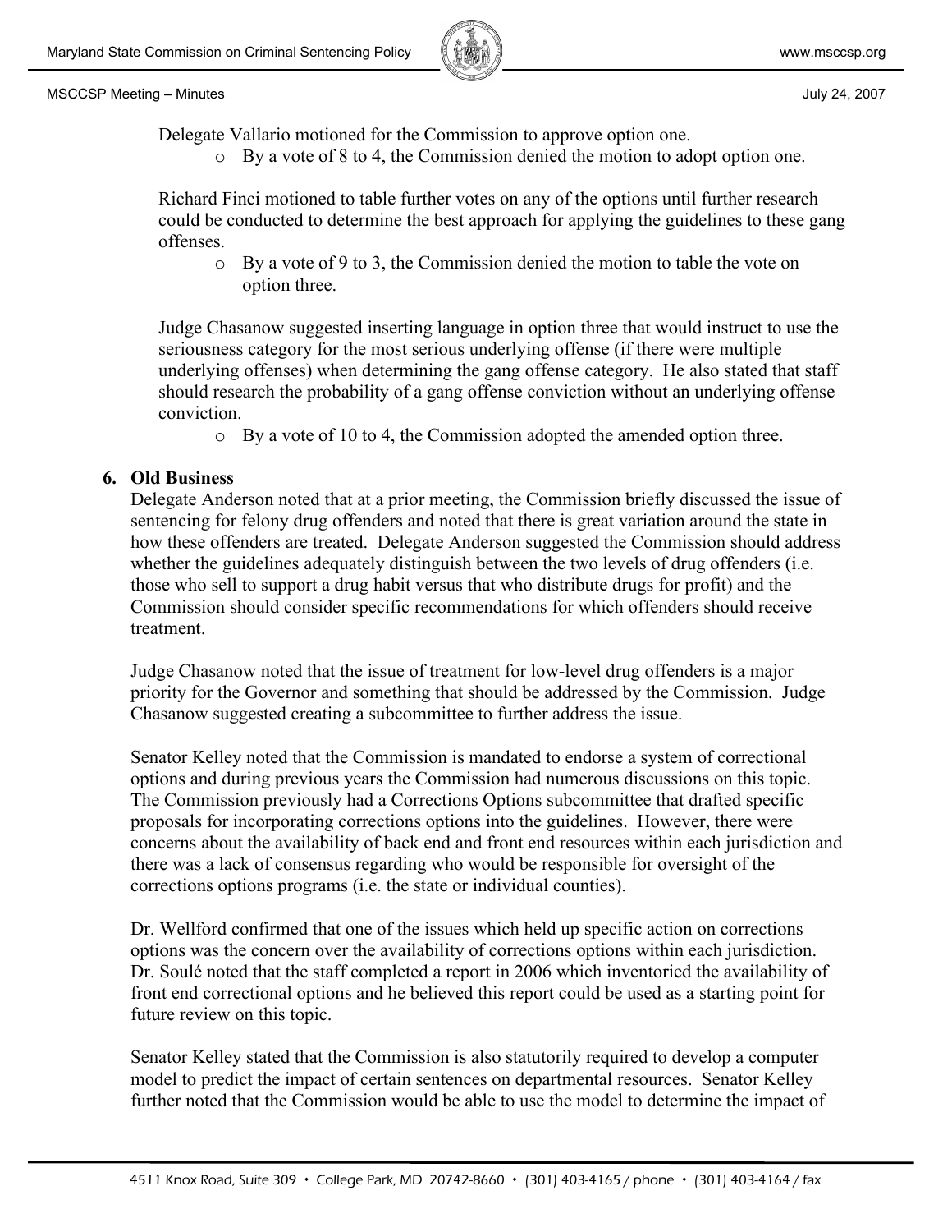Delegate Vallario motioned for the Commission to approve option one.

- By a vote of 8 to 4, the Commission denied the motion to adopt option one.

Richard Finci motioned to table further votes on any of the options until further research could be conducted to determine the best approach for applying the guidelines to these gang offenses.

- By a vote of 9 to 3, the Commission denied the motion to table the vote on option three.

Judge Chasanow suggested inserting language in option three that would instruct to use the seriousness category for the most serious underlying offense (if there were multiple underlying offenses) when determining the gang offense category. He also stated that staff should research the probability of a gang offense conviction without an underlying offense conviction.

- By a vote of 10 to 4, the Commission adopted the amended option three.

**6. Old Business**

Delegate Anderson noted that at a prior meeting, the Commission briefly discussed the issue of sentencing for felony drug offenders and noted that there is great variation around the state in how these offenders are treated. Delegate Anderson suggested the Commission should address whether the guidelines adequately distinguish between the two levels of drug offenders (i.e. those who sell to support a drug habit versus that who distribute drugs for profit) and the Commission should consider specific recommendations for which offenders should receive treatment.

Judge Chasanow noted that the issue of treatment for low-level drug offenders is a major priority for the Governor and something that should be addressed by the Commission. Judge Chasanow suggested creating a subcommittee to further address the issue.

Senator Kelley noted that the Commission is mandated to endorse a system of correctional options and during previous years the Commission had numerous discussions on this topic. The Commission previously had a Corrections Options subcommittee that drafted specific proposals for incorporating corrections options into the guidelines. However, there were concerns about the availability of back end and front end resources within each jurisdiction and there was a lack of consensus regarding who would be responsible for oversight of the corrections options programs (i.e. the state or individual counties).

Dr. Wellford confirmed that one of the issues which held up specific action on corrections options was the concern over the availability of corrections options within each jurisdiction. Dr. Soulé noted that the staff completed a report in 2006 which inventoried the availability of front end correctional options and he believed this report could be used as a starting point for future review on this topic.

Senator Kelley stated that the Commission is also statutorily required to develop a computer model to predict the impact of certain sentences on departmental resources. Senator Kelley further noted that the Commission would be able to use the model to determine the impact of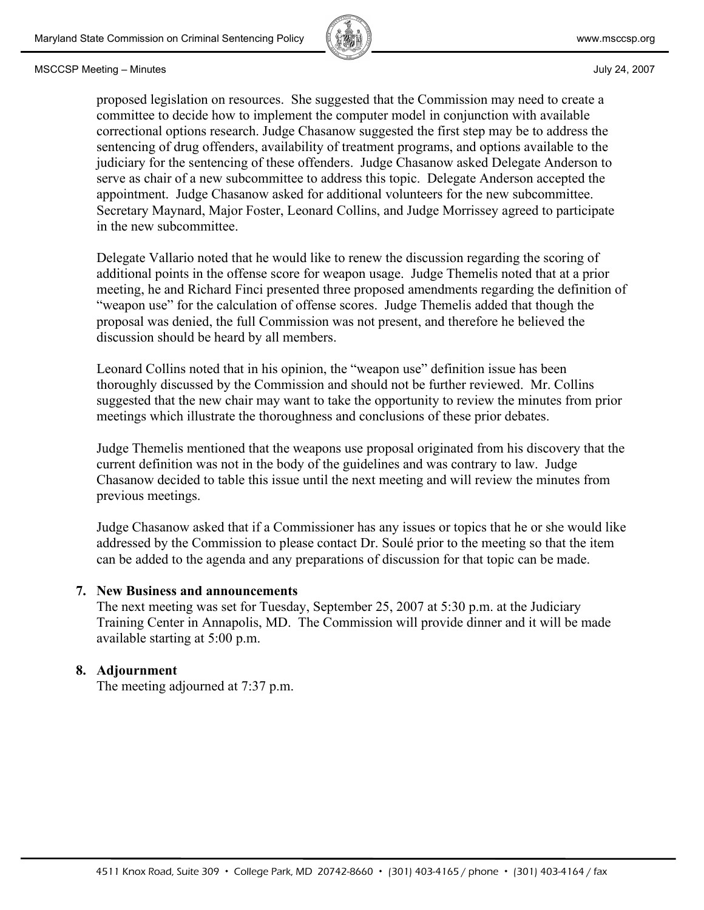proposed legislation on resources. She suggested that the Commission may need to create a committee to decide how to implement the computer model in conjunction with available correctional options research. Judge Chasanow suggested the first step may be to address the sentencing of drug offenders, availability of treatment programs, and options available to the judiciary for the sentencing of these offenders. Judge Chasanow asked Delegate Anderson to serve as chair of a new subcommittee to address this topic. Delegate Anderson accepted the appointment. Judge Chasanow asked for additional volunteers for the new subcommittee. Secretary Maynard, Major Foster, Leonard Collins, and Judge Morrissey agreed to participate in the new subcommittee.

Delegate Vallario noted that he would like to renew the discussion regarding the scoring of additional points in the offense score for weapon usage. Judge Themelis noted that at a prior meeting, he and Richard Finci presented three proposed amendments regarding the definition of "weapon use" for the calculation of offense scores. Judge Themelis added that though the proposal was denied, the full Commission was not present, and therefore he believed the discussion should be heard by all members.

Leonard Collins noted that in his opinion, the "weapon use" definition issue has been thoroughly discussed by the Commission and should not be further reviewed. Mr. Collins suggested that the new chair may want to take the opportunity to review the minutes from prior meetings which illustrate the thoroughness and conclusions of these prior debates.

Judge Themelis mentioned that the weapons use proposal originated from his discovery that the current definition was not in the body of the guidelines and was contrary to law. Judge Chasanow decided to table this issue until the next meeting and will review the minutes from previous meetings.

Judge Chasanow asked that if a Commissioner has any issues or topics that he or she would like addressed by the Commission to please contact Dr. Soulé prior to the meeting so that the item can be added to the agenda and any preparations of discussion for that topic can be made.

**7. New Business and announcements**

The next meeting was set for Tuesday, September 25, 2007 at 5:30 p.m. at the Judiciary Training Center in Annapolis, MD. The Commission will provide dinner and it will be made available starting at 5:00 p.m.

**8. Adjournment**

The meeting adjourned at 7:37 p.m.